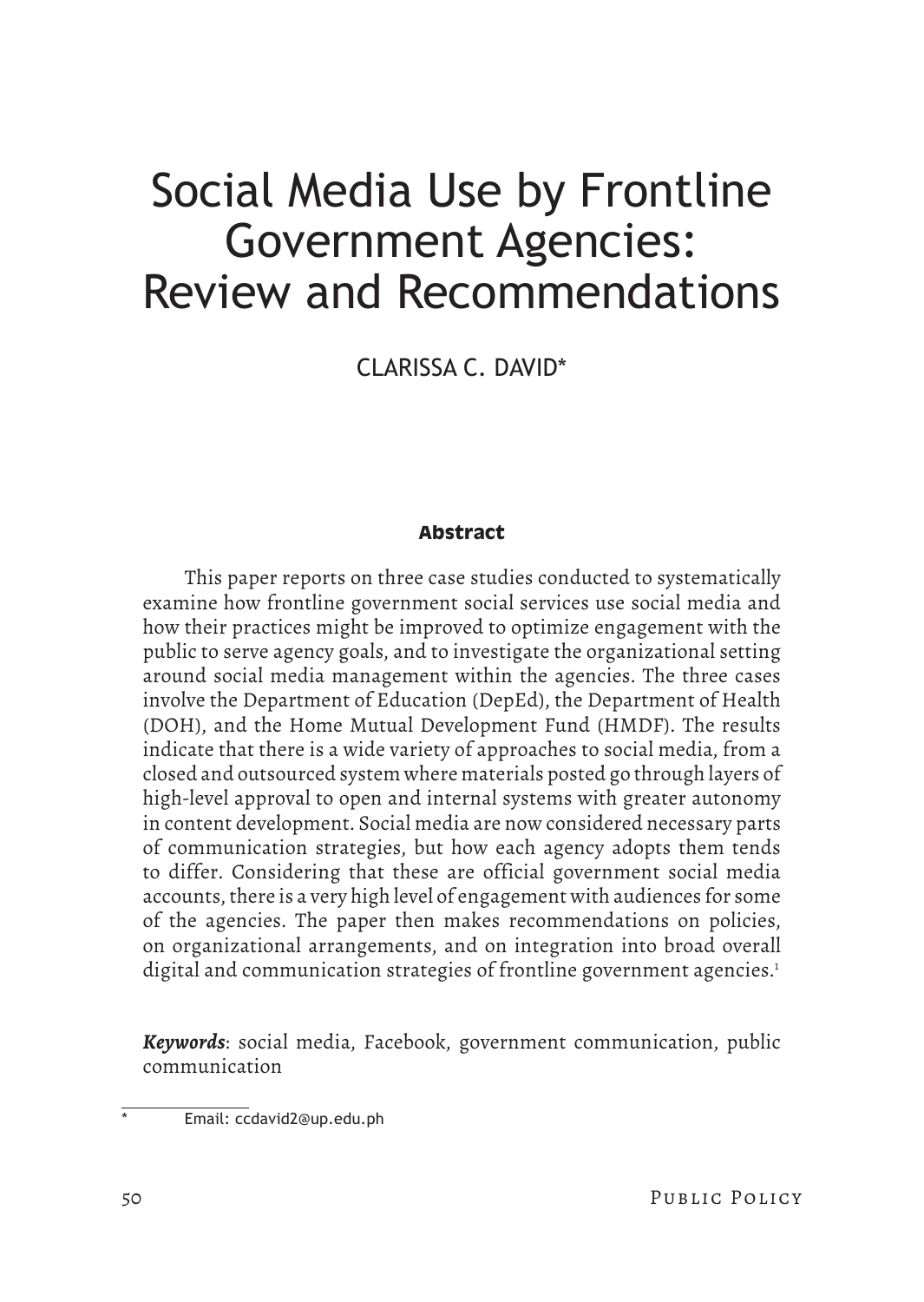# Social Media Use by Frontline Government Agencies: Review and Recommendations

CLARISSA C. DAVID*

## Abstract

This paper reports on three case studies conducted to systematically examine how frontline government social services use social media and how their practices might be improved to optimize engagement with the public to serve agency goals, and to investigate the organizational setting around social media management within the agencies. The three cases involve the Department of Education (DepEd), the Department of Health (DOH), and the Home Mutual Development Fund (HMDF). The results indicate that there is a wide variety of approaches to social media, from a closed and outsourced system where materials posted go through layers of high-level approval to open and internal systems with greater autonomy in content development. Social media are now considered necessary parts of communication strategies, but how each agency adopts them tends to differ. Considering that these are official government social media accounts, there is a very high level of engagement with audiences for some of the agencies. The paper then makes recommendations on policies, on organizational arrangements, and on integration into broad overall digital and communication strategies of frontline government agencies.[1]

***Keywords***: social media, Facebook, government communication, public communication

---

\* Email: ccdavid2@up.edu.ph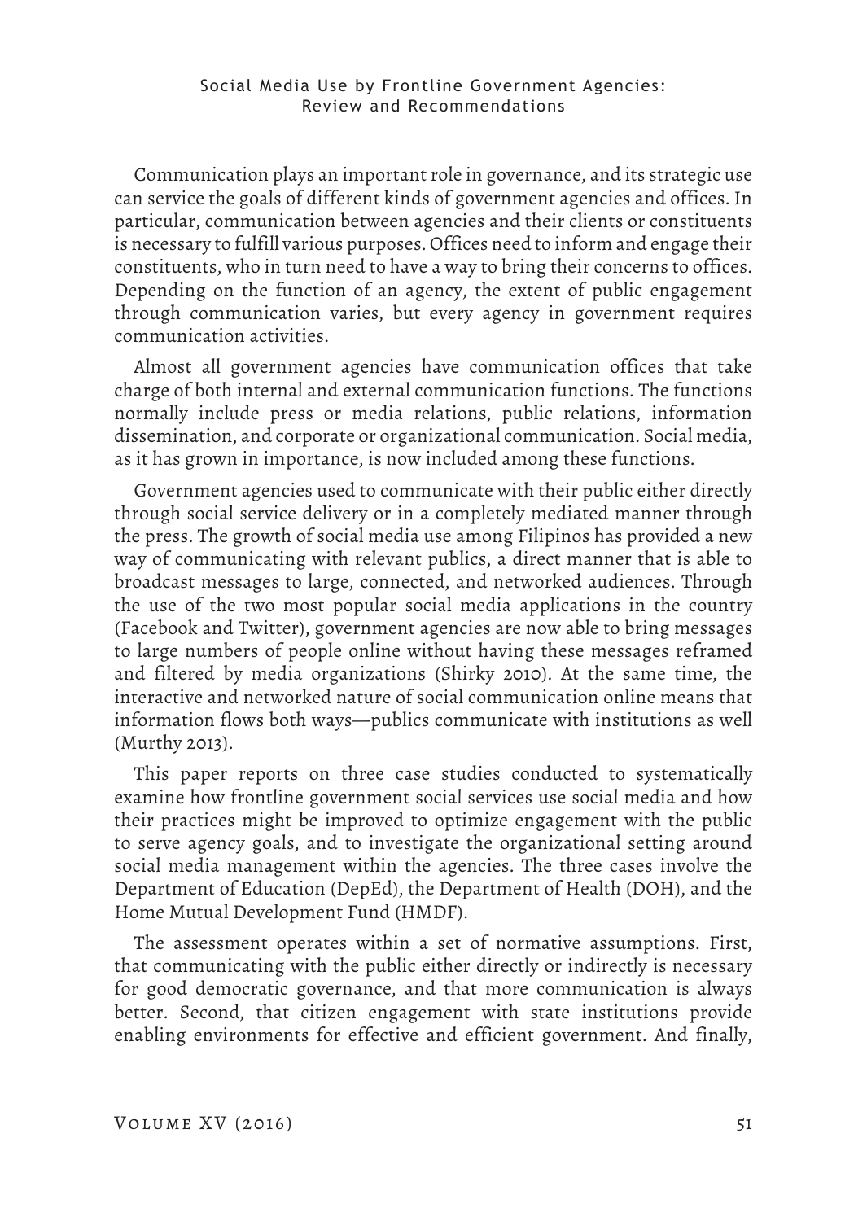Communication plays an important role in governance, and its strategic use can service the goals of different kinds of government agencies and offices. In particular, communication between agencies and their clients or constituents is necessary to fulfill various purposes. Offices need to inform and engage their constituents, who in turn need to have a way to bring their concerns to offices. Depending on the function of an agency, the extent of public engagement through communication varies, but every agency in government requires communication activities.

Almost all government agencies have communication offices that take charge of both internal and external communication functions. The functions normally include press or media relations, public relations, information dissemination, and corporate or organizational communication. Social media, as it has grown in importance, is now included among these functions.

Government agencies used to communicate with their public either directly through social service delivery or in a completely mediated manner through the press. The growth of social media use among Filipinos has provided a new way of communicating with relevant publics, a direct manner that is able to broadcast messages to large, connected, and networked audiences. Through the use of the two most popular social media applications in the country (Facebook and Twitter), government agencies are now able to bring messages to large numbers of people online without having these messages reframed and filtered by media organizations (Shirky 2010). At the same time, the interactive and networked nature of social communication online means that information flows both ways—publics communicate with institutions as well (Murthy 2013).

This paper reports on three case studies conducted to systematically examine how frontline government social services use social media and how their practices might be improved to optimize engagement with the public to serve agency goals, and to investigate the organizational setting around social media management within the agencies. The three cases involve the Department of Education (DepEd), the Department of Health (DOH), and the Home Mutual Development Fund (HMDF).

The assessment operates within a set of normative assumptions. First, that communicating with the public either directly or indirectly is necessary for good democratic governance, and that more communication is always better. Second, that citizen engagement with state institutions provide enabling environments for effective and efficient government. And finally,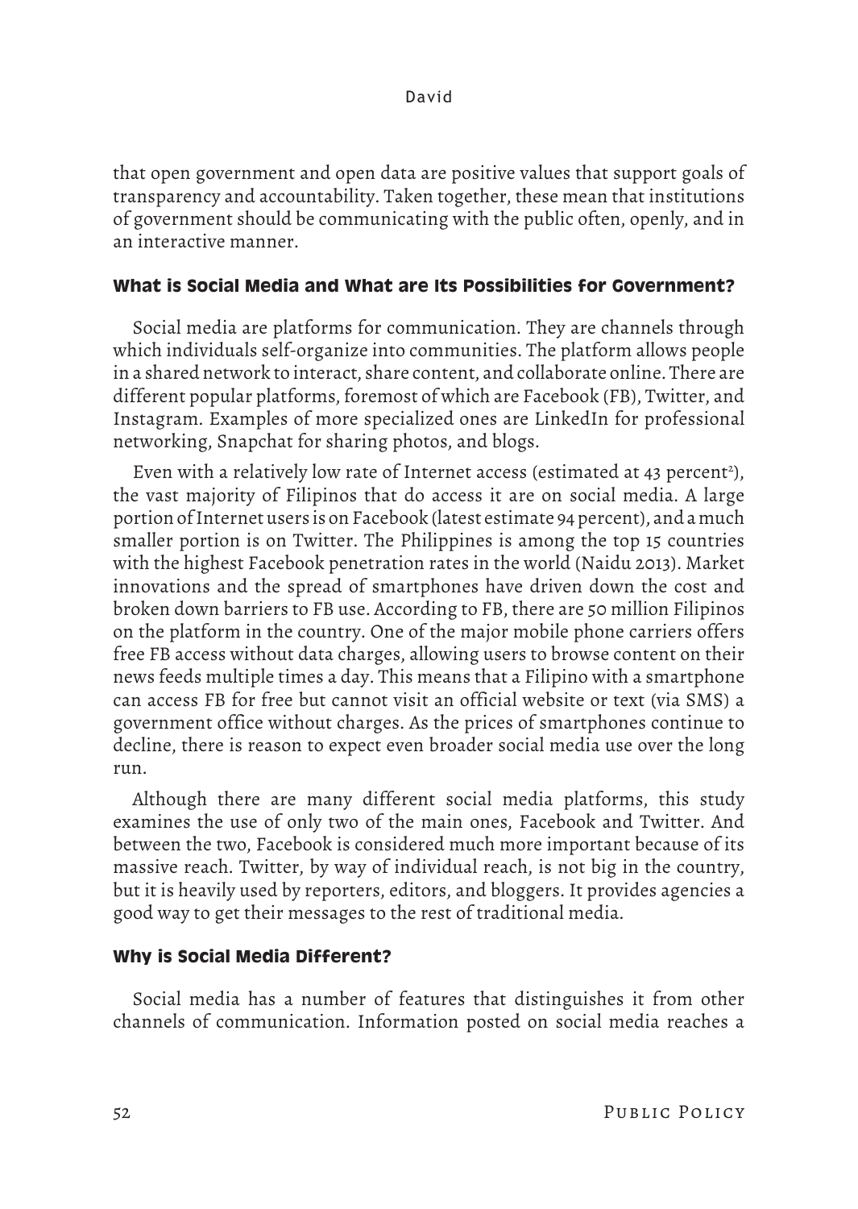that open government and open data are positive values that support goals of transparency and accountability. Taken together, these mean that institutions of government should be communicating with the public often, openly, and in an interactive manner.

### What is Social Media and What are Its Possibilities for Government?

Social media are platforms for communication. They are channels through which individuals self-organize into communities. The platform allows people in a shared network to interact, share content, and collaborate online. There are different popular platforms, foremost of which are Facebook (FB), Twitter, and Instagram. Examples of more specialized ones are LinkedIn for professional networking, Snapchat for sharing photos, and blogs.

Even with a relatively low rate of Internet access (estimated at 43 percent[2]), the vast majority of Filipinos that do access it are on social media. A large portion of Internet users is on Facebook (latest estimate 94 percent), and a much smaller portion is on Twitter. The Philippines is among the top 15 countries with the highest Facebook penetration rates in the world (Naidu 2013). Market innovations and the spread of smartphones have driven down the cost and broken down barriers to FB use. According to FB, there are 50 million Filipinos on the platform in the country. One of the major mobile phone carriers offers free FB access without data charges, allowing users to browse content on their news feeds multiple times a day. This means that a Filipino with a smartphone can access FB for free but cannot visit an official website or text (via SMS) a government office without charges. As the prices of smartphones continue to decline, there is reason to expect even broader social media use over the long run.

Although there are many different social media platforms, this study examines the use of only two of the main ones, Facebook and Twitter. And between the two, Facebook is considered much more important because of its massive reach. Twitter, by way of individual reach, is not big in the country, but it is heavily used by reporters, editors, and bloggers. It provides agencies a good way to get their messages to the rest of traditional media.

### Why is Social Media Different?

Social media has a number of features that distinguishes it from other channels of communication. Information posted on social media reaches a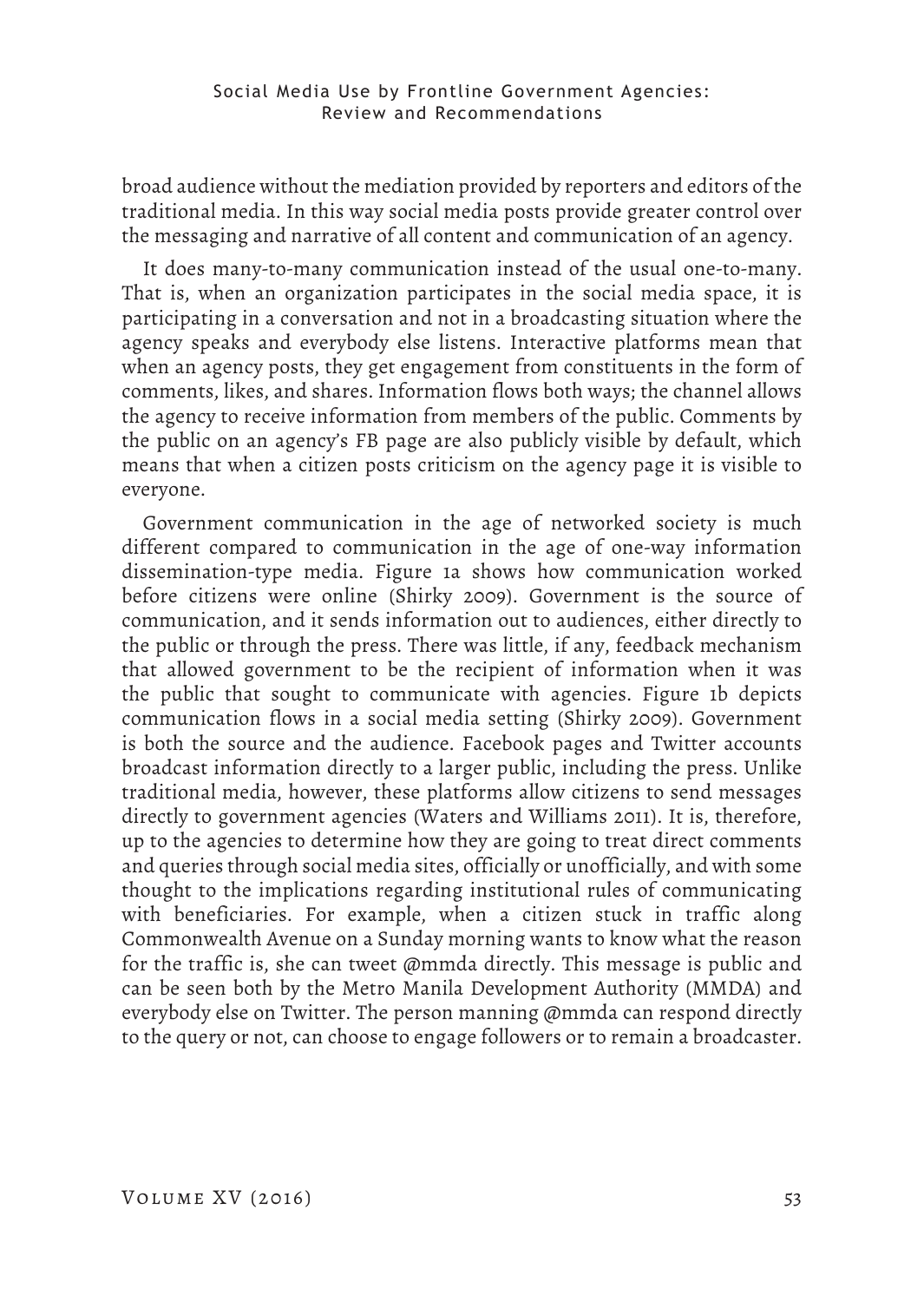broad audience without the mediation provided by reporters and editors of the traditional media. In this way social media posts provide greater control over the messaging and narrative of all content and communication of an agency.

It does many-to-many communication instead of the usual one-to-many. That is, when an organization participates in the social media space, it is participating in a conversation and not in a broadcasting situation where the agency speaks and everybody else listens. Interactive platforms mean that when an agency posts, they get engagement from constituents in the form of comments, likes, and shares. Information flows both ways; the channel allows the agency to receive information from members of the public. Comments by the public on an agency's FB page are also publicly visible by default, which means that when a citizen posts criticism on the agency page it is visible to everyone.

Government communication in the age of networked society is much different compared to communication in the age of one-way information dissemination-type media. Figure 1a shows how communication worked before citizens were online (Shirky 2009). Government is the source of communication, and it sends information out to audiences, either directly to the public or through the press. There was little, if any, feedback mechanism that allowed government to be the recipient of information when it was the public that sought to communicate with agencies. Figure 1b depicts communication flows in a social media setting (Shirky 2009). Government is both the source and the audience. Facebook pages and Twitter accounts broadcast information directly to a larger public, including the press. Unlike traditional media, however, these platforms allow citizens to send messages directly to government agencies (Waters and Williams 2011). It is, therefore, up to the agencies to determine how they are going to treat direct comments and queries through social media sites, officially or unofficially, and with some thought to the implications regarding institutional rules of communicating with beneficiaries. For example, when a citizen stuck in traffic along Commonwealth Avenue on a Sunday morning wants to know what the reason for the traffic is, she can tweet @mmda directly. This message is public and can be seen both by the Metro Manila Development Authority (MMDA) and everybody else on Twitter. The person manning @mmda can respond directly to the query or not, can choose to engage followers or to remain a broadcaster.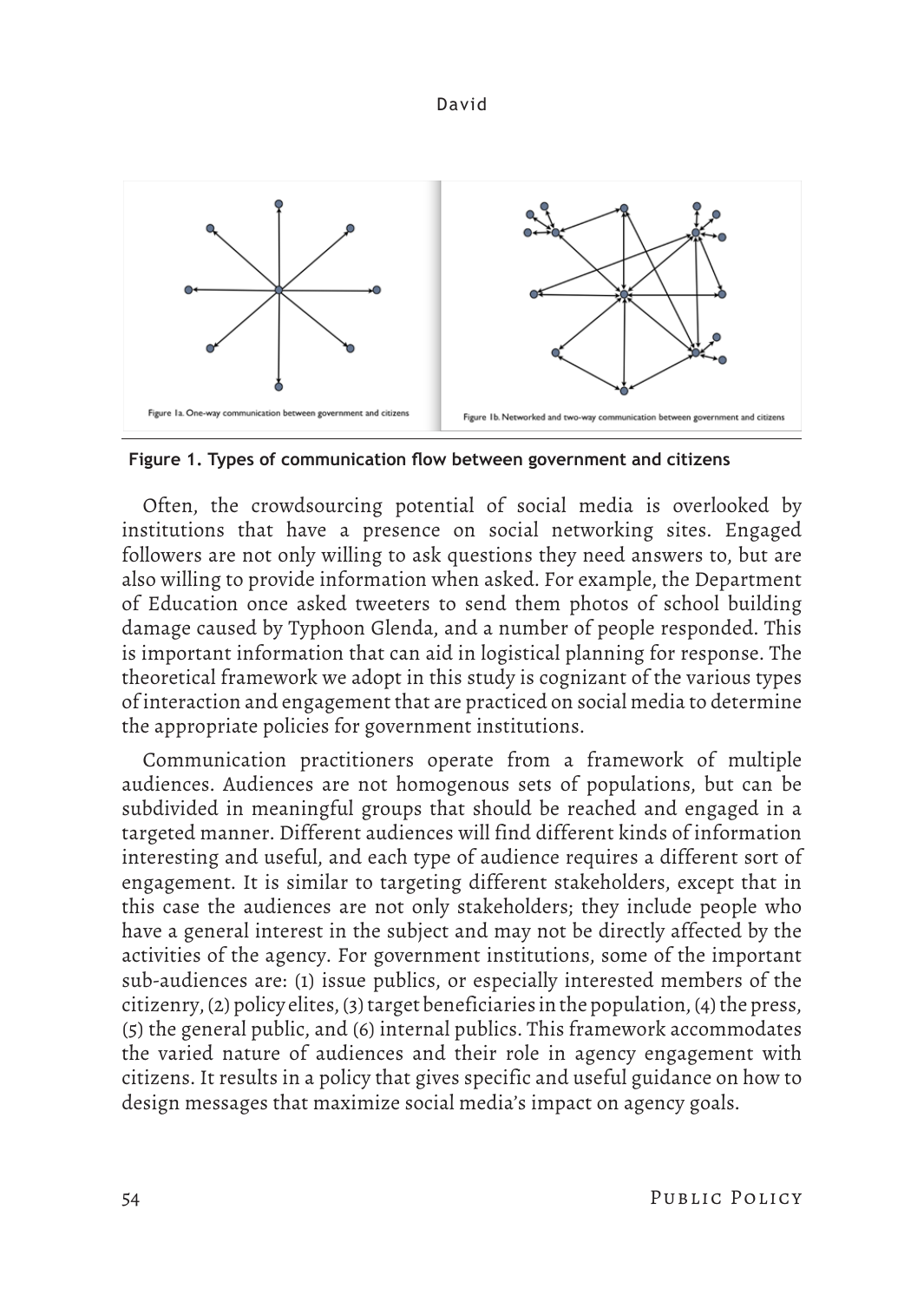Figure 1a. One-way communication between government and citizens

Figure 1b. Networked and two-way communication between government and citizens

**Figure 1. Types of communication flow between government and citizens**

Often, the crowdsourcing potential of social media is overlooked by institutions that have a presence on social networking sites. Engaged followers are not only willing to ask questions they need answers to, but are also willing to provide information when asked. For example, the Department of Education once asked tweeters to send them photos of school building damage caused by Typhoon Glenda, and a number of people responded. This is important information that can aid in logistical planning for response. The theoretical framework we adopt in this study is cognizant of the various types of interaction and engagement that are practiced on social media to determine the appropriate policies for government institutions.

Communication practitioners operate from a framework of multiple audiences. Audiences are not homogenous sets of populations, but can be subdivided in meaningful groups that should be reached and engaged in a targeted manner. Different audiences will find different kinds of information interesting and useful, and each type of audience requires a different sort of engagement. It is similar to targeting different stakeholders, except that in this case the audiences are not only stakeholders; they include people who have a general interest in the subject and may not be directly affected by the activities of the agency. For government institutions, some of the important sub-audiences are: (1) issue publics, or especially interested members of the citizenry, (2) policy elites, (3) target beneficiaries in the population, (4) the press, (5) the general public, and (6) internal publics. This framework accommodates the varied nature of audiences and their role in agency engagement with citizens. It results in a policy that gives specific and useful guidance on how to design messages that maximize social media's impact on agency goals.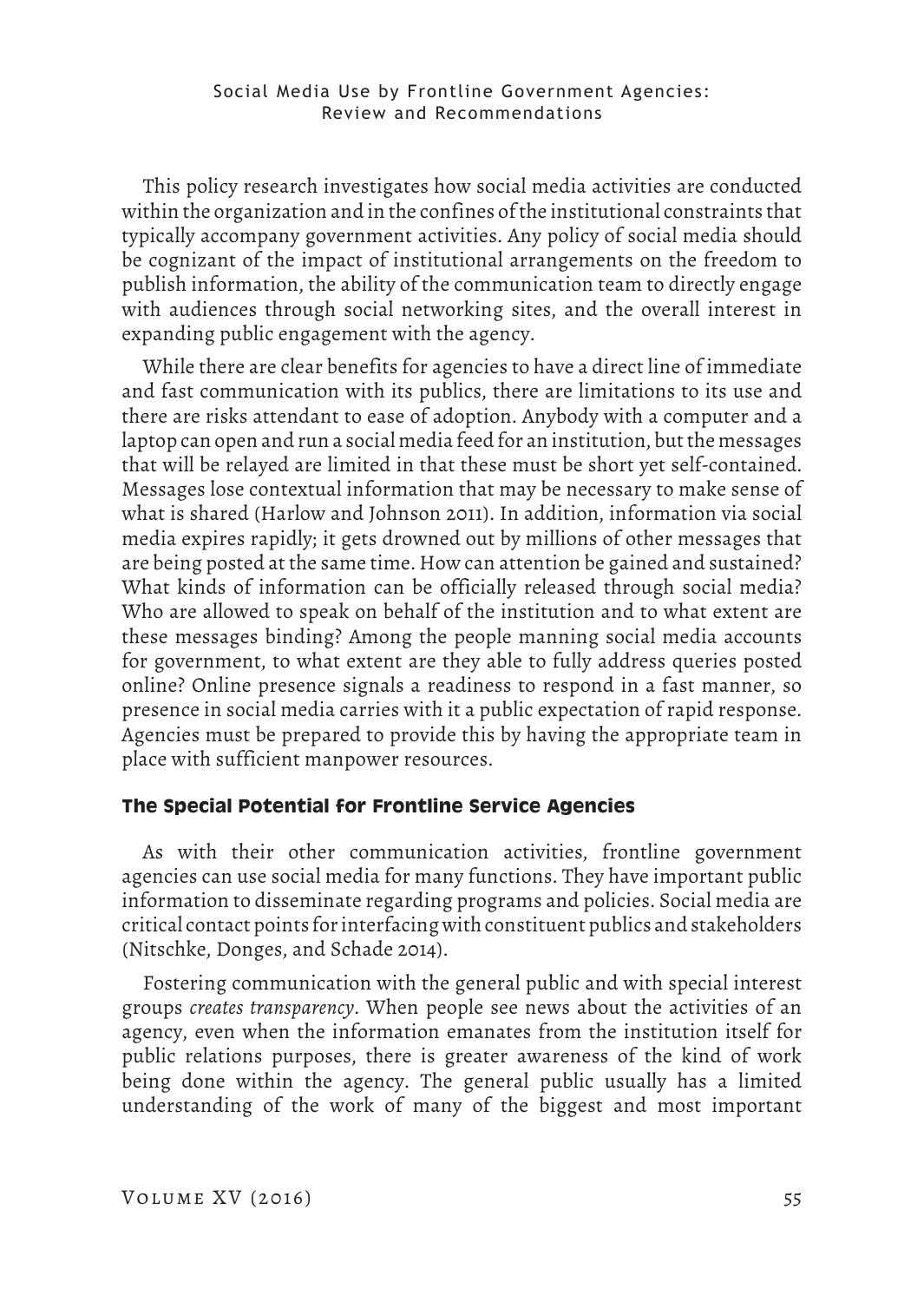This policy research investigates how social media activities are conducted within the organization and in the confines of the institutional constraints that typically accompany government activities. Any policy of social media should be cognizant of the impact of institutional arrangements on the freedom to publish information, the ability of the communication team to directly engage with audiences through social networking sites, and the overall interest in expanding public engagement with the agency.

While there are clear benefits for agencies to have a direct line of immediate and fast communication with its publics, there are limitations to its use and there are risks attendant to ease of adoption. Anybody with a computer and a laptop can open and run a social media feed for an institution, but the messages that will be relayed are limited in that these must be short yet self-contained. Messages lose contextual information that may be necessary to make sense of what is shared (Harlow and Johnson 2011). In addition, information via social media expires rapidly; it gets drowned out by millions of other messages that are being posted at the same time. How can attention be gained and sustained? What kinds of information can be officially released through social media? Who are allowed to speak on behalf of the institution and to what extent are these messages binding? Among the people manning social media accounts for government, to what extent are they able to fully address queries posted online? Online presence signals a readiness to respond in a fast manner, so presence in social media carries with it a public expectation of rapid response. Agencies must be prepared to provide this by having the appropriate team in place with sufficient manpower resources.

### The Special Potential for Frontline Service Agencies

As with their other communication activities, frontline government agencies can use social media for many functions. They have important public information to disseminate regarding programs and policies. Social media are critical contact points for interfacing with constituent publics and stakeholders (Nitschke, Donges, and Schade 2014).

Fostering communication with the general public and with special interest groups *creates transparency*. When people see news about the activities of an agency, even when the information emanates from the institution itself for public relations purposes, there is greater awareness of the kind of work being done within the agency. The general public usually has a limited understanding of the work of many of the biggest and most important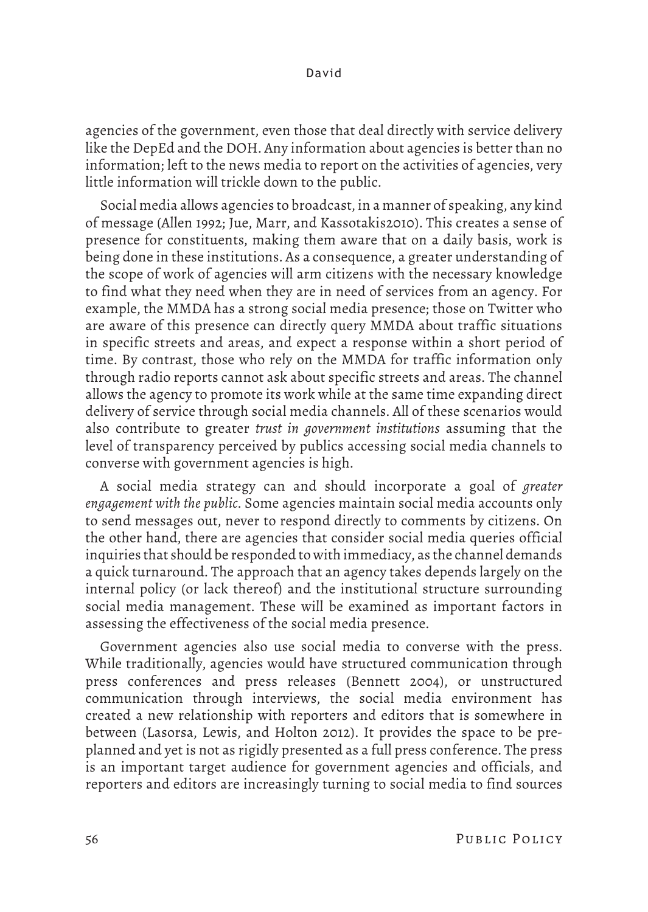agencies of the government, even those that deal directly with service delivery like the DepEd and the DOH. Any information about agencies is better than no information; left to the news media to report on the activities of agencies, very little information will trickle down to the public.

Social media allows agencies to broadcast, in a manner of speaking, any kind of message (Allen 1992; Jue, Marr, and Kassotakis2010). This creates a sense of presence for constituents, making them aware that on a daily basis, work is being done in these institutions. As a consequence, a greater understanding of the scope of work of agencies will arm citizens with the necessary knowledge to find what they need when they are in need of services from an agency. For example, the MMDA has a strong social media presence; those on Twitter who are aware of this presence can directly query MMDA about traffic situations in specific streets and areas, and expect a response within a short period of time. By contrast, those who rely on the MMDA for traffic information only through radio reports cannot ask about specific streets and areas. The channel allows the agency to promote its work while at the same time expanding direct delivery of service through social media channels. All of these scenarios would also contribute to greater *trust in government institutions* assuming that the level of transparency perceived by publics accessing social media channels to converse with government agencies is high.

A social media strategy can and should incorporate a goal of *greater engagement with the public*. Some agencies maintain social media accounts only to send messages out, never to respond directly to comments by citizens. On the other hand, there are agencies that consider social media queries official inquiries that should be responded to with immediacy, as the channel demands a quick turnaround. The approach that an agency takes depends largely on the internal policy (or lack thereof) and the institutional structure surrounding social media management. These will be examined as important factors in assessing the effectiveness of the social media presence.

Government agencies also use social media to converse with the press. While traditionally, agencies would have structured communication through press conferences and press releases (Bennett 2004), or unstructured communication through interviews, the social media environment has created a new relationship with reporters and editors that is somewhere in between (Lasorsa, Lewis, and Holton 2012). It provides the space to be pre-planned and yet is not as rigidly presented as a full press conference. The press is an important target audience for government agencies and officials, and reporters and editors are increasingly turning to social media to find sources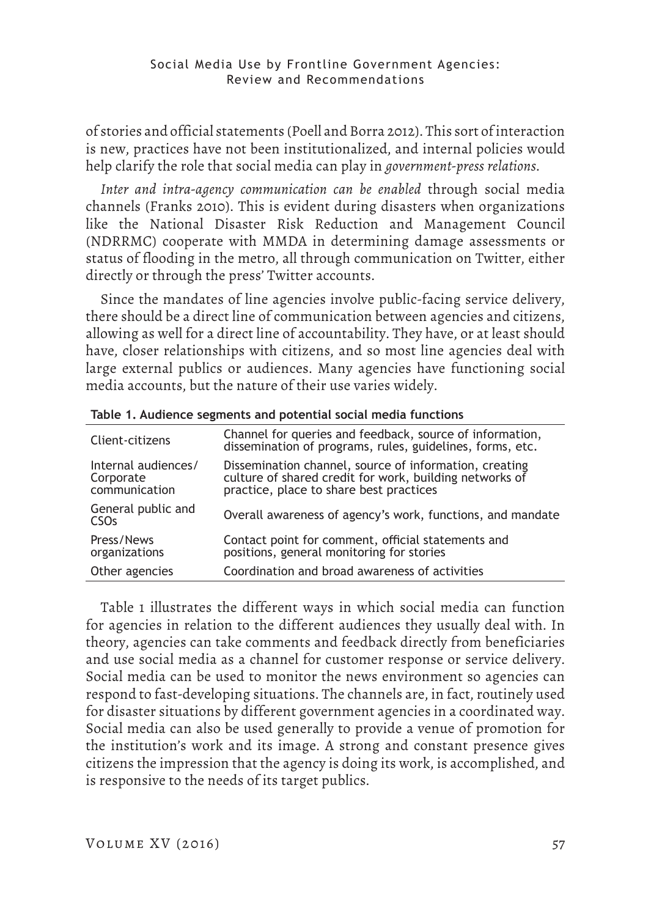of stories and official statements (Poell and Borra 2012). This sort of interaction is new, practices have not been institutionalized, and internal policies would help clarify the role that social media can play in *government-press relations*.

*Inter and intra-agency communication can be enabled* through social media channels (Franks 2010). This is evident during disasters when organizations like the National Disaster Risk Reduction and Management Council (NDRRMC) cooperate with MMDA in determining damage assessments or status of flooding in the metro, all through communication on Twitter, either directly or through the press' Twitter accounts.

Since the mandates of line agencies involve public-facing service delivery, there should be a direct line of communication between agencies and citizens, allowing as well for a direct line of accountability. They have, or at least should have, closer relationships with citizens, and so most line agencies deal with large external publics or audiences. Many agencies have functioning social media accounts, but the nature of their use varies widely.

**Table 1. Audience segments and potential social media functions**

| | |
|---|---|
| Client-citizens | Channel for queries and feedback, source of information, dissemination of programs, rules, guidelines, forms, etc. |
| Internal audiences/ Corporate communication | Dissemination channel, source of information, creating culture of shared credit for work, building networks of practice, place to share best practices |
| General public and CSOs | Overall awareness of agency's work, functions, and mandate |
| Press/News organizations | Contact point for comment, official statements and positions, general monitoring for stories |
| Other agencies | Coordination and broad awareness of activities |

Table 1 illustrates the different ways in which social media can function for agencies in relation to the different audiences they usually deal with. In theory, agencies can take comments and feedback directly from beneficiaries and use social media as a channel for customer response or service delivery. Social media can be used to monitor the news environment so agencies can respond to fast-developing situations. The channels are, in fact, routinely used for disaster situations by different government agencies in a coordinated way. Social media can also be used generally to provide a venue of promotion for the institution's work and its image. A strong and constant presence gives citizens the impression that the agency is doing its work, is accomplished, and is responsive to the needs of its target publics.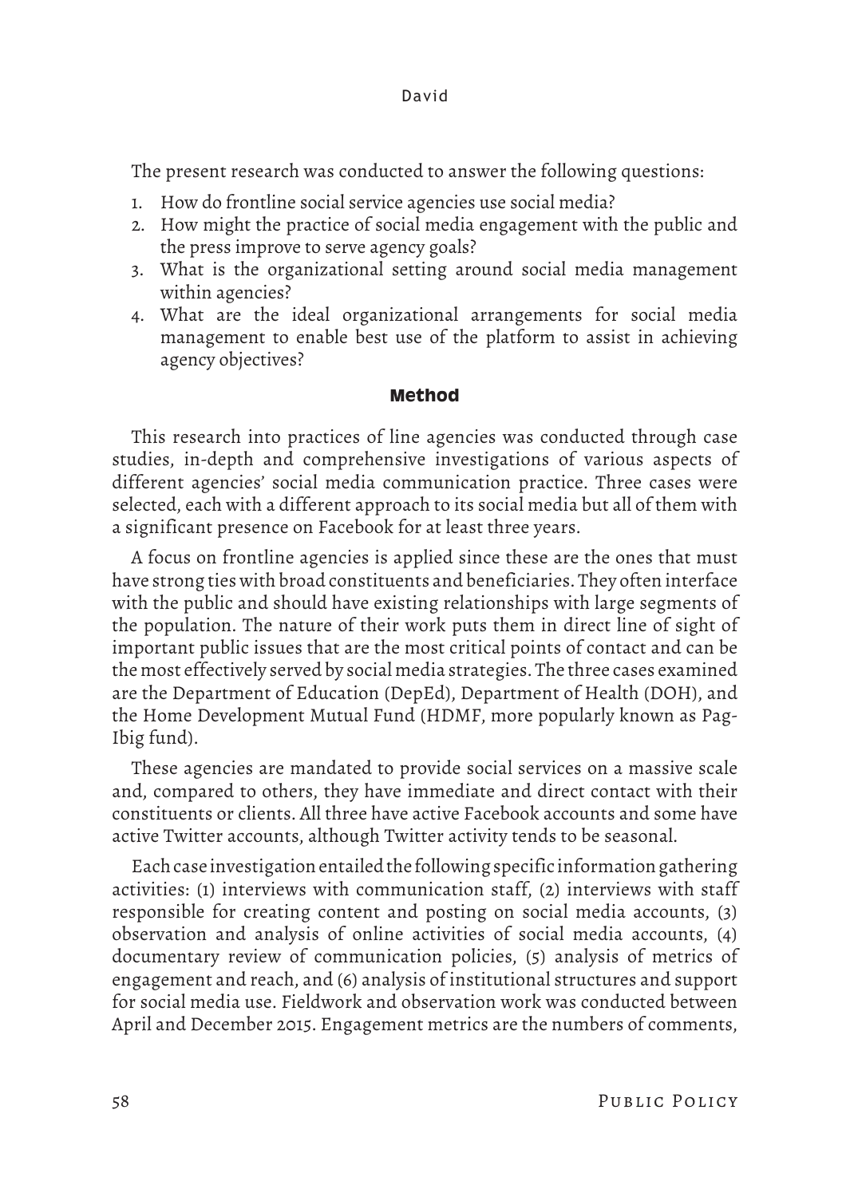The present research was conducted to answer the following questions:

1. How do frontline social service agencies use social media?
2. How might the practice of social media engagement with the public and the press improve to serve agency goals?
3. What is the organizational setting around social media management within agencies?
4. What are the ideal organizational arrangements for social media management to enable best use of the platform to assist in achieving agency objectives?

## Method

This research into practices of line agencies was conducted through case studies, in-depth and comprehensive investigations of various aspects of different agencies' social media communication practice. Three cases were selected, each with a different approach to its social media but all of them with a significant presence on Facebook for at least three years.

A focus on frontline agencies is applied since these are the ones that must have strong ties with broad constituents and beneficiaries. They often interface with the public and should have existing relationships with large segments of the population. The nature of their work puts them in direct line of sight of important public issues that are the most critical points of contact and can be the most effectively served by social media strategies. The three cases examined are the Department of Education (DepEd), Department of Health (DOH), and the Home Development Mutual Fund (HDMF, more popularly known as Pag-Ibig fund).

These agencies are mandated to provide social services on a massive scale and, compared to others, they have immediate and direct contact with their constituents or clients. All three have active Facebook accounts and some have active Twitter accounts, although Twitter activity tends to be seasonal.

Each case investigation entailed the following specific information gathering activities: (1) interviews with communication staff, (2) interviews with staff responsible for creating content and posting on social media accounts, (3) observation and analysis of online activities of social media accounts, (4) documentary review of communication policies, (5) analysis of metrics of engagement and reach, and (6) analysis of institutional structures and support for social media use. Fieldwork and observation work was conducted between April and December 2015. Engagement metrics are the numbers of comments,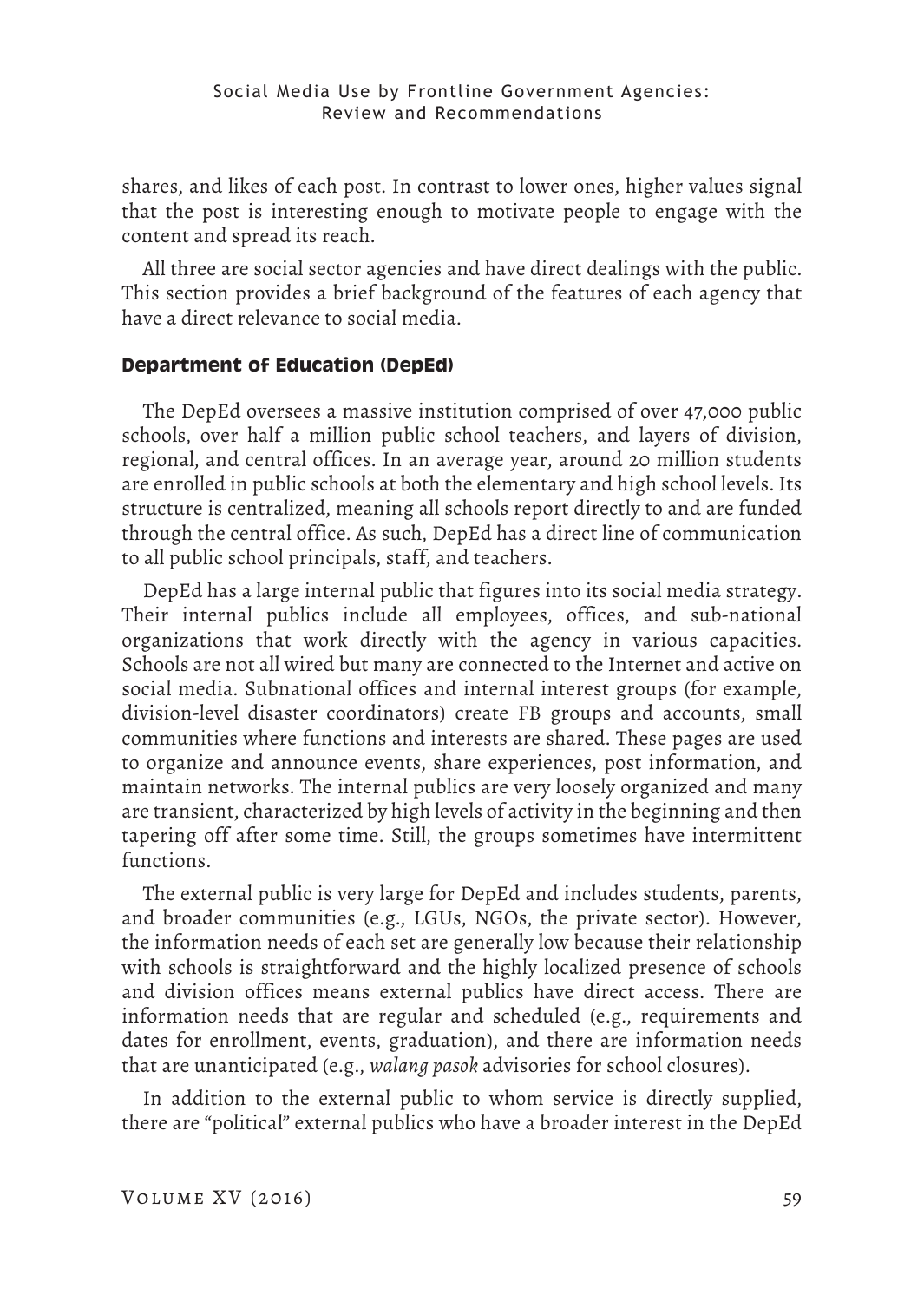shares, and likes of each post. In contrast to lower ones, higher values signal that the post is interesting enough to motivate people to engage with the content and spread its reach.

All three are social sector agencies and have direct dealings with the public. This section provides a brief background of the features of each agency that have a direct relevance to social media.

### Department of Education (DepEd)

The DepEd oversees a massive institution comprised of over 47,000 public schools, over half a million public school teachers, and layers of division, regional, and central offices. In an average year, around 20 million students are enrolled in public schools at both the elementary and high school levels. Its structure is centralized, meaning all schools report directly to and are funded through the central office. As such, DepEd has a direct line of communication to all public school principals, staff, and teachers.

DepEd has a large internal public that figures into its social media strategy. Their internal publics include all employees, offices, and sub-national organizations that work directly with the agency in various capacities. Schools are not all wired but many are connected to the Internet and active on social media. Subnational offices and internal interest groups (for example, division-level disaster coordinators) create FB groups and accounts, small communities where functions and interests are shared. These pages are used to organize and announce events, share experiences, post information, and maintain networks. The internal publics are very loosely organized and many are transient, characterized by high levels of activity in the beginning and then tapering off after some time. Still, the groups sometimes have intermittent functions.

The external public is very large for DepEd and includes students, parents, and broader communities (e.g., LGUs, NGOs, the private sector). However, the information needs of each set are generally low because their relationship with schools is straightforward and the highly localized presence of schools and division offices means external publics have direct access. There are information needs that are regular and scheduled (e.g., requirements and dates for enrollment, events, graduation), and there are information needs that are unanticipated (e.g., *walang pasok* advisories for school closures).

In addition to the external public to whom service is directly supplied, there are "political" external publics who have a broader interest in the DepEd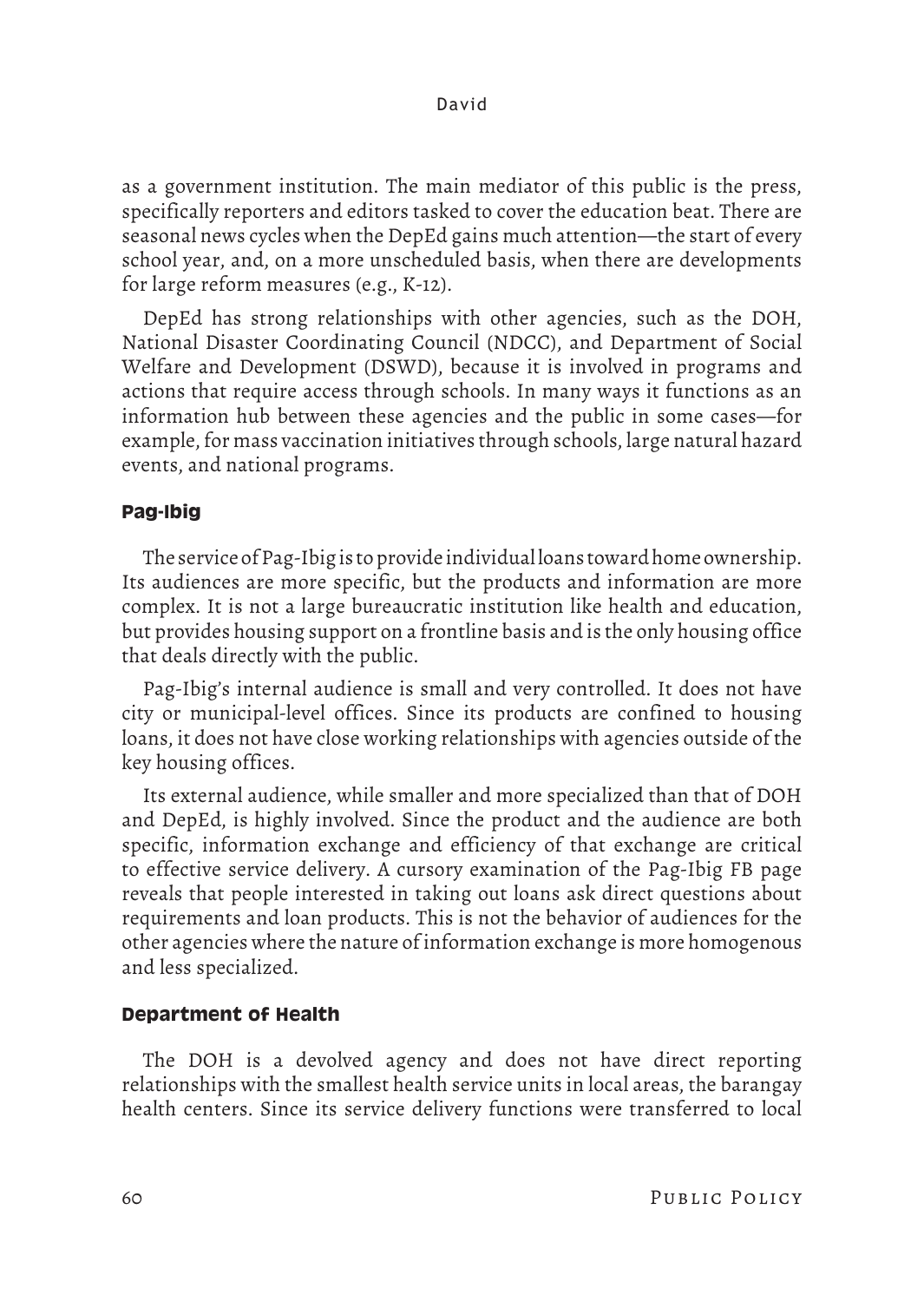as a government institution. The main mediator of this public is the press, specifically reporters and editors tasked to cover the education beat. There are seasonal news cycles when the DepEd gains much attention—the start of every school year, and, on a more unscheduled basis, when there are developments for large reform measures (e.g., K-12).

DepEd has strong relationships with other agencies, such as the DOH, National Disaster Coordinating Council (NDCC), and Department of Social Welfare and Development (DSWD), because it is involved in programs and actions that require access through schools. In many ways it functions as an information hub between these agencies and the public in some cases—for example, for mass vaccination initiatives through schools, large natural hazard events, and national programs.

### Pag-Ibig

The service of Pag-Ibig is to provide individual loans toward home ownership. Its audiences are more specific, but the products and information are more complex. It is not a large bureaucratic institution like health and education, but provides housing support on a frontline basis and is the only housing office that deals directly with the public.

Pag-Ibig's internal audience is small and very controlled. It does not have city or municipal-level offices. Since its products are confined to housing loans, it does not have close working relationships with agencies outside of the key housing offices.

Its external audience, while smaller and more specialized than that of DOH and DepEd, is highly involved. Since the product and the audience are both specific, information exchange and efficiency of that exchange are critical to effective service delivery. A cursory examination of the Pag-Ibig FB page reveals that people interested in taking out loans ask direct questions about requirements and loan products. This is not the behavior of audiences for the other agencies where the nature of information exchange is more homogenous and less specialized.

### Department of Health

The DOH is a devolved agency and does not have direct reporting relationships with the smallest health service units in local areas, the barangay health centers. Since its service delivery functions were transferred to local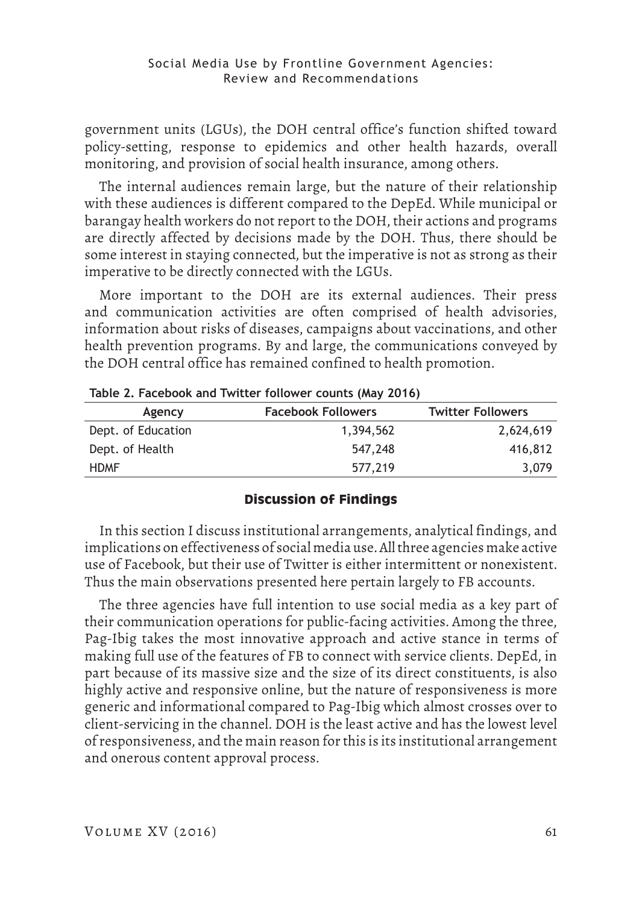government units (LGUs), the DOH central office's function shifted toward policy-setting, response to epidemics and other health hazards, overall monitoring, and provision of social health insurance, among others.

The internal audiences remain large, but the nature of their relationship with these audiences is different compared to the DepEd. While municipal or barangay health workers do not report to the DOH, their actions and programs are directly affected by decisions made by the DOH. Thus, there should be some interest in staying connected, but the imperative is not as strong as their imperative to be directly connected with the LGUs.

More important to the DOH are its external audiences. Their press and communication activities are often comprised of health advisories, information about risks of diseases, campaigns about vaccinations, and other health prevention programs. By and large, the communications conveyed by the DOH central office has remained confined to health promotion.

**Table 2. Facebook and Twitter follower counts (May 2016)**

| Agency | Facebook Followers | Twitter Followers |
|---|---|---|
| Dept. of Education | 1,394,562 | 2,624,619 |
| Dept. of Health | 547,248 | 416,812 |
| HDMF | 577,219 | 3,079 |

## Discussion of Findings

In this section I discuss institutional arrangements, analytical findings, and implications on effectiveness of social media use. All three agencies make active use of Facebook, but their use of Twitter is either intermittent or nonexistent. Thus the main observations presented here pertain largely to FB accounts.

The three agencies have full intention to use social media as a key part of their communication operations for public-facing activities. Among the three, Pag-Ibig takes the most innovative approach and active stance in terms of making full use of the features of FB to connect with service clients. DepEd, in part because of its massive size and the size of its direct constituents, is also highly active and responsive online, but the nature of responsiveness is more generic and informational compared to Pag-Ibig which almost crosses over to client-servicing in the channel. DOH is the least active and has the lowest level of responsiveness, and the main reason for this is its institutional arrangement and onerous content approval process.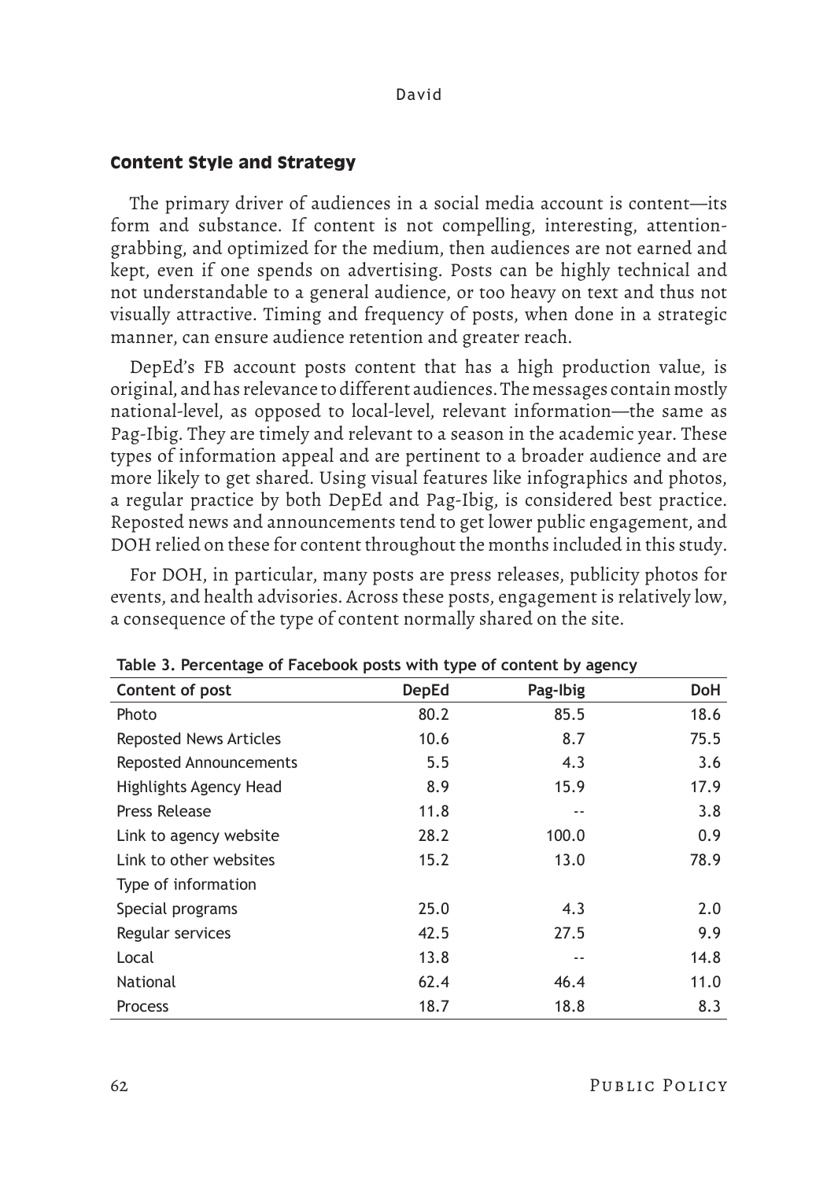### Content Style and Strategy

The primary driver of audiences in a social media account is content—its form and substance. If content is not compelling, interesting, attention-grabbing, and optimized for the medium, then audiences are not earned and kept, even if one spends on advertising. Posts can be highly technical and not understandable to a general audience, or too heavy on text and thus not visually attractive. Timing and frequency of posts, when done in a strategic manner, can ensure audience retention and greater reach.

DepEd's FB account posts content that has a high production value, is original, and has relevance to different audiences. The messages contain mostly national-level, as opposed to local-level, relevant information—the same as Pag-Ibig. They are timely and relevant to a season in the academic year. These types of information appeal and are pertinent to a broader audience and are more likely to get shared. Using visual features like infographics and photos, a regular practice by both DepEd and Pag-Ibig, is considered best practice. Reposted news and announcements tend to get lower public engagement, and DOH relied on these for content throughout the months included in this study.

For DOH, in particular, many posts are press releases, publicity photos for events, and health advisories. Across these posts, engagement is relatively low, a consequence of the type of content normally shared on the site.

**Table 3. Percentage of Facebook posts with type of content by agency**

| Content of post | DepEd | Pag-Ibig | DoH |
|---|---|---|---|
| Photo | 80.2 | 85.5 | 18.6 |
| Reposted News Articles | 10.6 | 8.7 | 75.5 |
| Reposted Announcements | 5.5 | 4.3 | 3.6 |
| Highlights Agency Head | 8.9 | 15.9 | 17.9 |
| Press Release | 11.8 | -- | 3.8 |
| Link to agency website | 28.2 | 100.0 | 0.9 |
| Link to other websites | 15.2 | 13.0 | 78.9 |
| Type of information | | | |
| Special programs | 25.0 | 4.3 | 2.0 |
| Regular services | 42.5 | 27.5 | 9.9 |
| Local | 13.8 | -- | 14.8 |
| National | 62.4 | 46.4 | 11.0 |
| Process | 18.7 | 18.8 | 8.3 |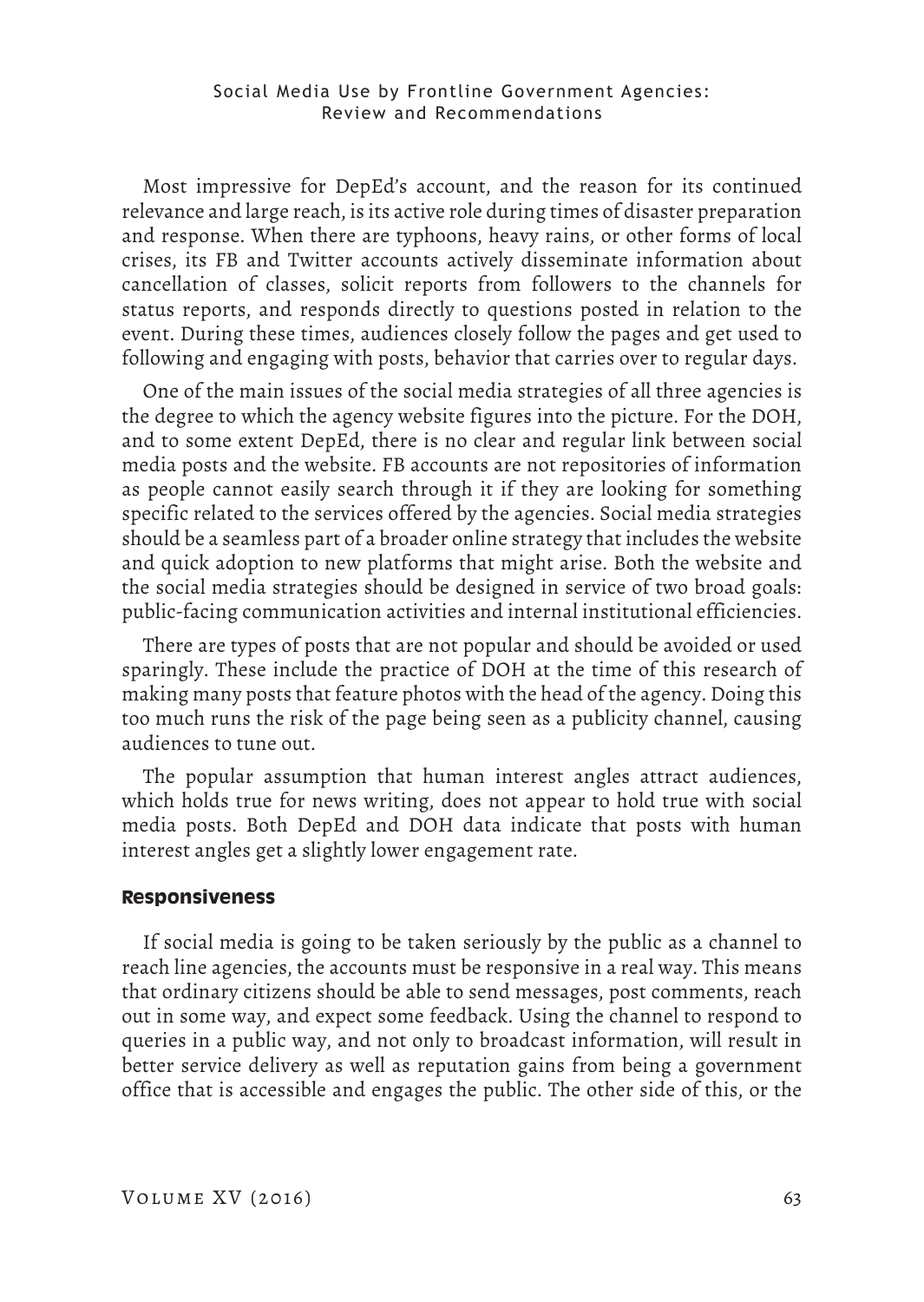Most impressive for DepEd's account, and the reason for its continued relevance and large reach, is its active role during times of disaster preparation and response. When there are typhoons, heavy rains, or other forms of local crises, its FB and Twitter accounts actively disseminate information about cancellation of classes, solicit reports from followers to the channels for status reports, and responds directly to questions posted in relation to the event. During these times, audiences closely follow the pages and get used to following and engaging with posts, behavior that carries over to regular days.

One of the main issues of the social media strategies of all three agencies is the degree to which the agency website figures into the picture. For the DOH, and to some extent DepEd, there is no clear and regular link between social media posts and the website. FB accounts are not repositories of information as people cannot easily search through it if they are looking for something specific related to the services offered by the agencies. Social media strategies should be a seamless part of a broader online strategy that includes the website and quick adoption to new platforms that might arise. Both the website and the social media strategies should be designed in service of two broad goals: public-facing communication activities and internal institutional efficiencies.

There are types of posts that are not popular and should be avoided or used sparingly. These include the practice of DOH at the time of this research of making many posts that feature photos with the head of the agency. Doing this too much runs the risk of the page being seen as a publicity channel, causing audiences to tune out.

The popular assumption that human interest angles attract audiences, which holds true for news writing, does not appear to hold true with social media posts. Both DepEd and DOH data indicate that posts with human interest angles get a slightly lower engagement rate.

### Responsiveness

If social media is going to be taken seriously by the public as a channel to reach line agencies, the accounts must be responsive in a real way. This means that ordinary citizens should be able to send messages, post comments, reach out in some way, and expect some feedback. Using the channel to respond to queries in a public way, and not only to broadcast information, will result in better service delivery as well as reputation gains from being a government office that is accessible and engages the public. The other side of this, or the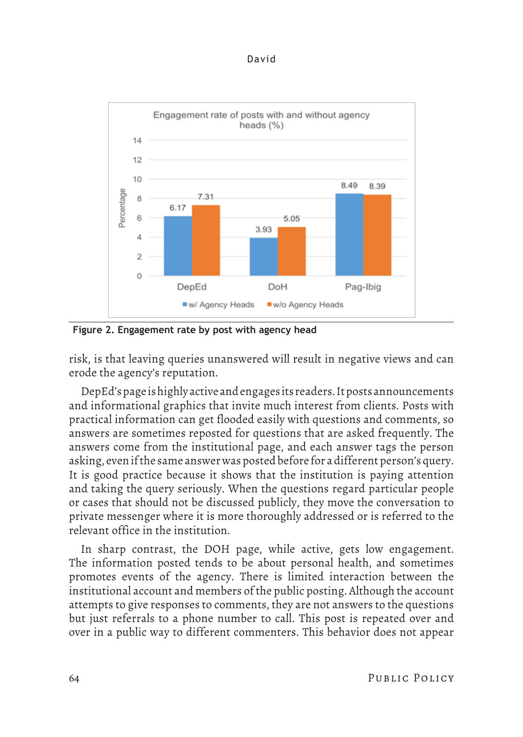Engagement rate of posts with and without agency heads (%)

Percentage

14
12
10
8
6
4
2
0

DepEd: 6.17, 7.31

DoH: 3.93, 5.05

Pag-Ibig: 8.49, 8.39

w/ Agency Heads   w/o Agency Heads

**Figure 2. Engagement rate by post with agency head**

risk, is that leaving queries unanswered will result in negative views and can erode the agency's reputation.

DepEd's page is highly active and engages its readers. It posts announcements and informational graphics that invite much interest from clients. Posts with practical information can get flooded easily with questions and comments, so answers are sometimes reposted for questions that are asked frequently. The answers come from the institutional page, and each answer tags the person asking, even if the same answer was posted before for a different person's query. It is good practice because it shows that the institution is paying attention and taking the query seriously. When the questions regard particular people or cases that should not be discussed publicly, they move the conversation to private messenger where it is more thoroughly addressed or is referred to the relevant office in the institution.

In sharp contrast, the DOH page, while active, gets low engagement. The information posted tends to be about personal health, and sometimes promotes events of the agency. There is limited interaction between the institutional account and members of the public posting. Although the account attempts to give responses to comments, they are not answers to the questions but just referrals to a phone number to call. This post is repeated over and over in a public way to different commenters. This behavior does not appear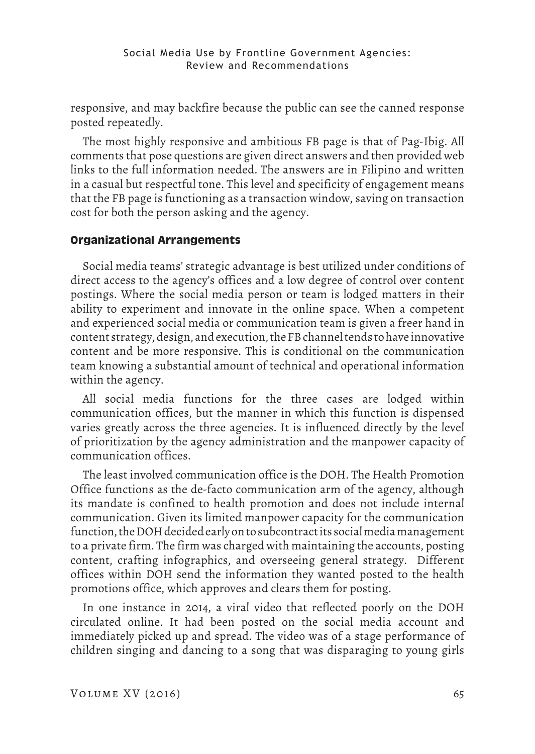responsive, and may backfire because the public can see the canned response posted repeatedly.

The most highly responsive and ambitious FB page is that of Pag-Ibig. All comments that pose questions are given direct answers and then provided web links to the full information needed. The answers are in Filipino and written in a casual but respectful tone. This level and specificity of engagement means that the FB page is functioning as a transaction window, saving on transaction cost for both the person asking and the agency.

### Organizational Arrangements

Social media teams' strategic advantage is best utilized under conditions of direct access to the agency's offices and a low degree of control over content postings. Where the social media person or team is lodged matters in their ability to experiment and innovate in the online space. When a competent and experienced social media or communication team is given a freer hand in content strategy, design, and execution, the FB channel tends to have innovative content and be more responsive. This is conditional on the communication team knowing a substantial amount of technical and operational information within the agency.

All social media functions for the three cases are lodged within communication offices, but the manner in which this function is dispensed varies greatly across the three agencies. It is influenced directly by the level of prioritization by the agency administration and the manpower capacity of communication offices.

The least involved communication office is the DOH. The Health Promotion Office functions as the de-facto communication arm of the agency, although its mandate is confined to health promotion and does not include internal communication. Given its limited manpower capacity for the communication function, the DOH decided early on to subcontract its social media management to a private firm. The firm was charged with maintaining the accounts, posting content, crafting infographics, and overseeing general strategy. Different offices within DOH send the information they wanted posted to the health promotions office, which approves and clears them for posting.

In one instance in 2014, a viral video that reflected poorly on the DOH circulated online. It had been posted on the social media account and immediately picked up and spread. The video was of a stage performance of children singing and dancing to a song that was disparaging to young girls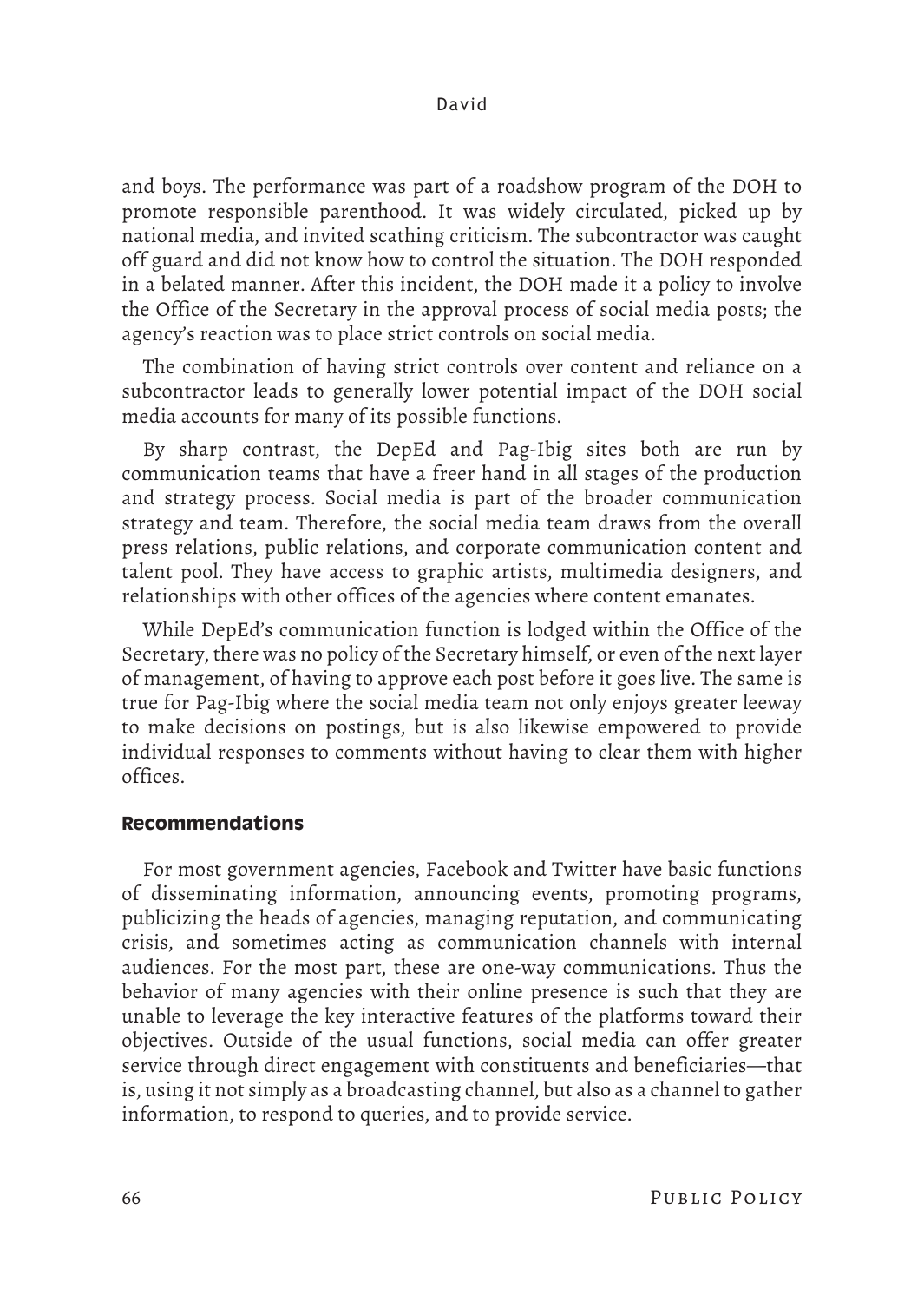and boys. The performance was part of a roadshow program of the DOH to promote responsible parenthood. It was widely circulated, picked up by national media, and invited scathing criticism. The subcontractor was caught off guard and did not know how to control the situation. The DOH responded in a belated manner. After this incident, the DOH made it a policy to involve the Office of the Secretary in the approval process of social media posts; the agency's reaction was to place strict controls on social media.

The combination of having strict controls over content and reliance on a subcontractor leads to generally lower potential impact of the DOH social media accounts for many of its possible functions.

By sharp contrast, the DepEd and Pag-Ibig sites both are run by communication teams that have a freer hand in all stages of the production and strategy process. Social media is part of the broader communication strategy and team. Therefore, the social media team draws from the overall press relations, public relations, and corporate communication content and talent pool. They have access to graphic artists, multimedia designers, and relationships with other offices of the agencies where content emanates.

While DepEd's communication function is lodged within the Office of the Secretary, there was no policy of the Secretary himself, or even of the next layer of management, of having to approve each post before it goes live. The same is true for Pag-Ibig where the social media team not only enjoys greater leeway to make decisions on postings, but is also likewise empowered to provide individual responses to comments without having to clear them with higher offices.

## Recommendations

For most government agencies, Facebook and Twitter have basic functions of disseminating information, announcing events, promoting programs, publicizing the heads of agencies, managing reputation, and communicating crisis, and sometimes acting as communication channels with internal audiences. For the most part, these are one-way communications. Thus the behavior of many agencies with their online presence is such that they are unable to leverage the key interactive features of the platforms toward their objectives. Outside of the usual functions, social media can offer greater service through direct engagement with constituents and beneficiaries—that is, using it not simply as a broadcasting channel, but also as a channel to gather information, to respond to queries, and to provide service.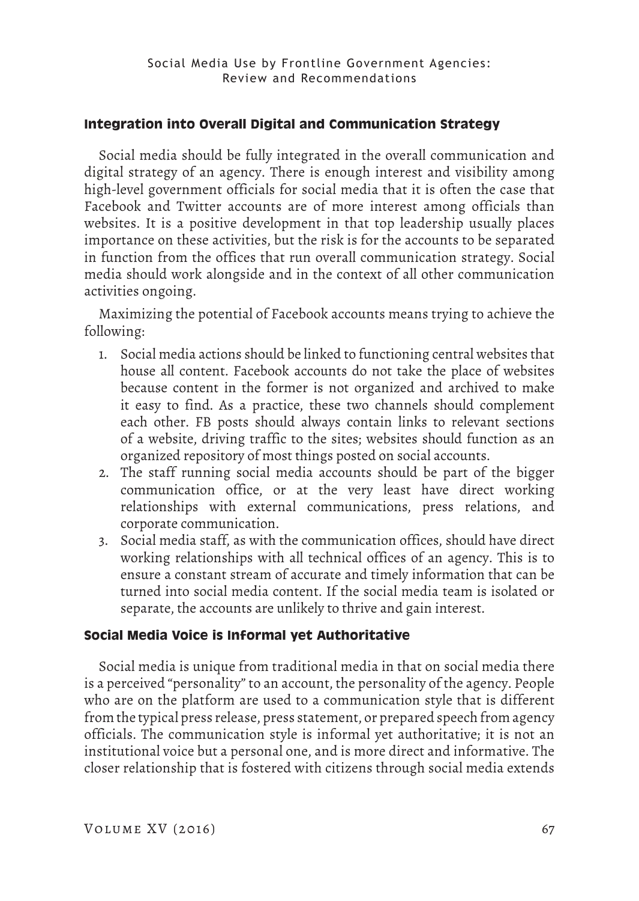## Integration into Overall Digital and Communication Strategy

Social media should be fully integrated in the overall communication and digital strategy of an agency. There is enough interest and visibility among high-level government officials for social media that it is often the case that Facebook and Twitter accounts are of more interest among officials than websites. It is a positive development in that top leadership usually places importance on these activities, but the risk is for the accounts to be separated in function from the offices that run overall communication strategy. Social media should work alongside and in the context of all other communication activities ongoing.

Maximizing the potential of Facebook accounts means trying to achieve the following:

1. Social media actions should be linked to functioning central websites that house all content. Facebook accounts do not take the place of websites because content in the former is not organized and archived to make it easy to find. As a practice, these two channels should complement each other. FB posts should always contain links to relevant sections of a website, driving traffic to the sites; websites should function as an organized repository of most things posted on social accounts.
2. The staff running social media accounts should be part of the bigger communication office, or at the very least have direct working relationships with external communications, press relations, and corporate communication.
3. Social media staff, as with the communication offices, should have direct working relationships with all technical offices of an agency. This is to ensure a constant stream of accurate and timely information that can be turned into social media content. If the social media team is isolated or separate, the accounts are unlikely to thrive and gain interest.

## Social Media Voice is Informal yet Authoritative

Social media is unique from traditional media in that on social media there is a perceived "personality" to an account, the personality of the agency. People who are on the platform are used to a communication style that is different from the typical press release, press statement, or prepared speech from agency officials. The communication style is informal yet authoritative; it is not an institutional voice but a personal one, and is more direct and informative. The closer relationship that is fostered with citizens through social media extends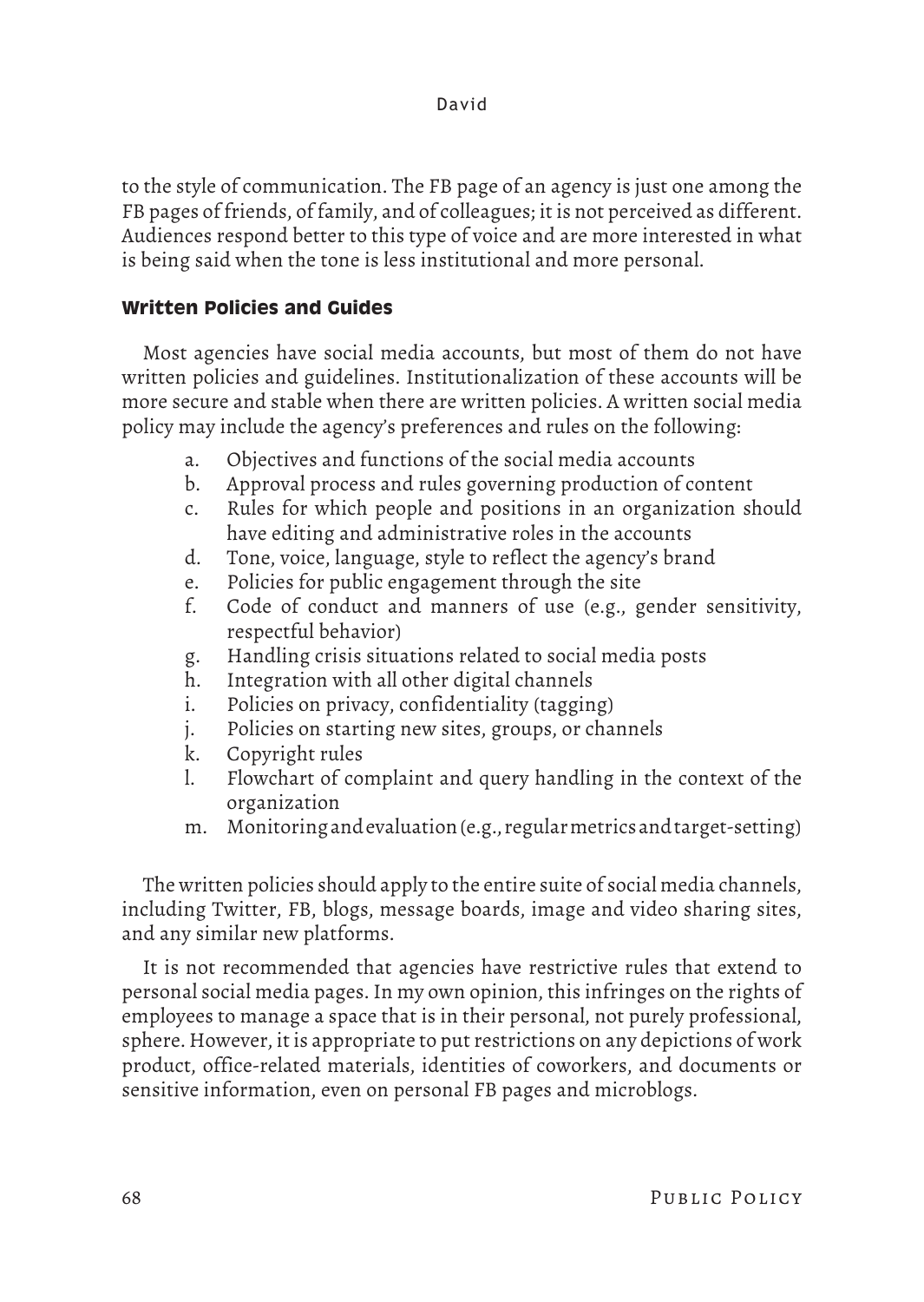to the style of communication. The FB page of an agency is just one among the FB pages of friends, of family, and of colleagues; it is not perceived as different. Audiences respond better to this type of voice and are more interested in what is being said when the tone is less institutional and more personal.

## Written Policies and Guides

Most agencies have social media accounts, but most of them do not have written policies and guidelines. Institutionalization of these accounts will be more secure and stable when there are written policies. A written social media policy may include the agency's preferences and rules on the following:

a. Objectives and functions of the social media accounts
b. Approval process and rules governing production of content
c. Rules for which people and positions in an organization should have editing and administrative roles in the accounts
d. Tone, voice, language, style to reflect the agency's brand
e. Policies for public engagement through the site
f. Code of conduct and manners of use (e.g., gender sensitivity, respectful behavior)
g. Handling crisis situations related to social media posts
h. Integration with all other digital channels
i. Policies on privacy, confidentiality (tagging)
j. Policies on starting new sites, groups, or channels
k. Copyright rules
l. Flowchart of complaint and query handling in the context of the organization
m. Monitoring and evaluation (e.g., regular metrics and target-setting)

The written policies should apply to the entire suite of social media channels, including Twitter, FB, blogs, message boards, image and video sharing sites, and any similar new platforms.

It is not recommended that agencies have restrictive rules that extend to personal social media pages. In my own opinion, this infringes on the rights of employees to manage a space that is in their personal, not purely professional, sphere. However, it is appropriate to put restrictions on any depictions of work product, office-related materials, identities of coworkers, and documents or sensitive information, even on personal FB pages and microblogs.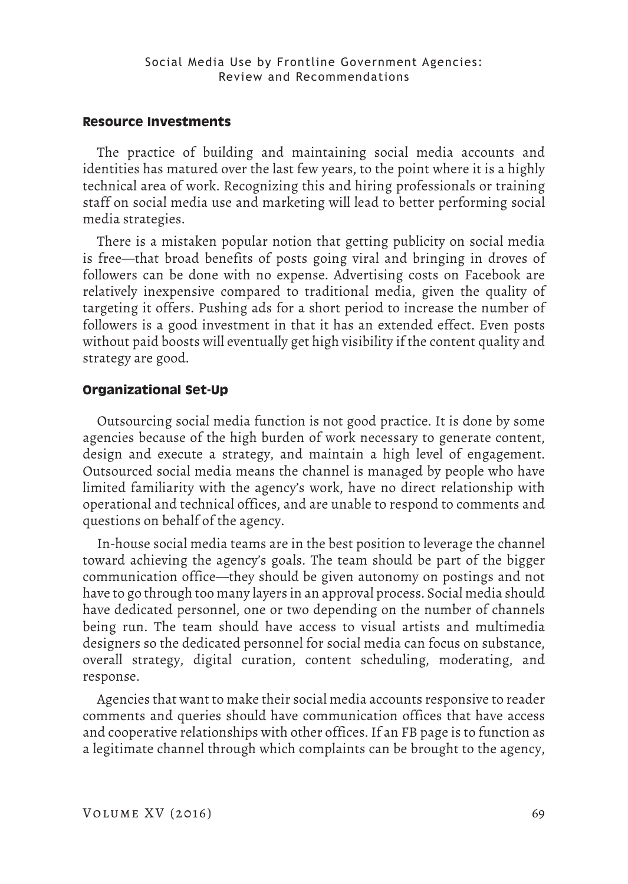### Resource Investments

The practice of building and maintaining social media accounts and identities has matured over the last few years, to the point where it is a highly technical area of work. Recognizing this and hiring professionals or training staff on social media use and marketing will lead to better performing social media strategies.

There is a mistaken popular notion that getting publicity on social media is free—that broad benefits of posts going viral and bringing in droves of followers can be done with no expense. Advertising costs on Facebook are relatively inexpensive compared to traditional media, given the quality of targeting it offers. Pushing ads for a short period to increase the number of followers is a good investment in that it has an extended effect. Even posts without paid boosts will eventually get high visibility if the content quality and strategy are good.

### Organizational Set-Up

Outsourcing social media function is not good practice. It is done by some agencies because of the high burden of work necessary to generate content, design and execute a strategy, and maintain a high level of engagement. Outsourced social media means the channel is managed by people who have limited familiarity with the agency's work, have no direct relationship with operational and technical offices, and are unable to respond to comments and questions on behalf of the agency.

In-house social media teams are in the best position to leverage the channel toward achieving the agency's goals. The team should be part of the bigger communication office—they should be given autonomy on postings and not have to go through too many layers in an approval process. Social media should have dedicated personnel, one or two depending on the number of channels being run. The team should have access to visual artists and multimedia designers so the dedicated personnel for social media can focus on substance, overall strategy, digital curation, content scheduling, moderating, and response.

Agencies that want to make their social media accounts responsive to reader comments and queries should have communication offices that have access and cooperative relationships with other offices. If an FB page is to function as a legitimate channel through which complaints can be brought to the agency,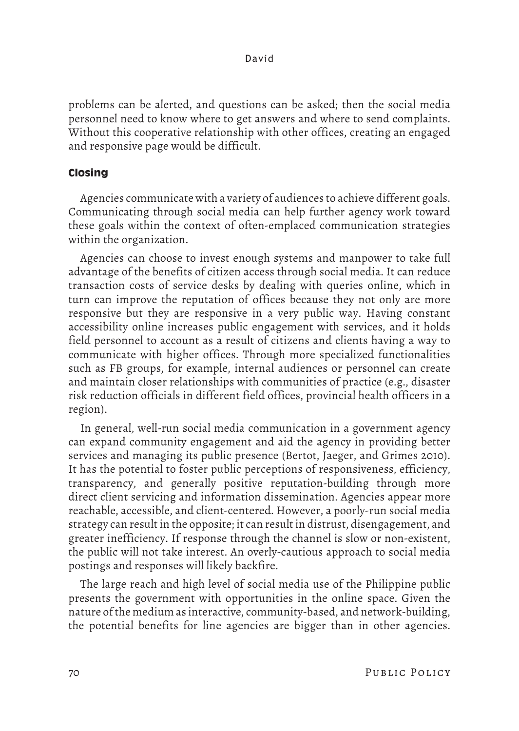problems can be alerted, and questions can be asked; then the social media personnel need to know where to get answers and where to send complaints. Without this cooperative relationship with other offices, creating an engaged and responsive page would be difficult.

## Closing

Agencies communicate with a variety of audiences to achieve different goals. Communicating through social media can help further agency work toward these goals within the context of often-emplaced communication strategies within the organization.

Agencies can choose to invest enough systems and manpower to take full advantage of the benefits of citizen access through social media. It can reduce transaction costs of service desks by dealing with queries online, which in turn can improve the reputation of offices because they not only are more responsive but they are responsive in a very public way. Having constant accessibility online increases public engagement with services, and it holds field personnel to account as a result of citizens and clients having a way to communicate with higher offices. Through more specialized functionalities such as FB groups, for example, internal audiences or personnel can create and maintain closer relationships with communities of practice (e.g., disaster risk reduction officials in different field offices, provincial health officers in a region).

In general, well-run social media communication in a government agency can expand community engagement and aid the agency in providing better services and managing its public presence (Bertot, Jaeger, and Grimes 2010). It has the potential to foster public perceptions of responsiveness, efficiency, transparency, and generally positive reputation-building through more direct client servicing and information dissemination. Agencies appear more reachable, accessible, and client-centered. However, a poorly-run social media strategy can result in the opposite; it can result in distrust, disengagement, and greater inefficiency. If response through the channel is slow or non-existent, the public will not take interest. An overly-cautious approach to social media postings and responses will likely backfire.

The large reach and high level of social media use of the Philippine public presents the government with opportunities in the online space. Given the nature of the medium as interactive, community-based, and network-building, the potential benefits for line agencies are bigger than in other agencies.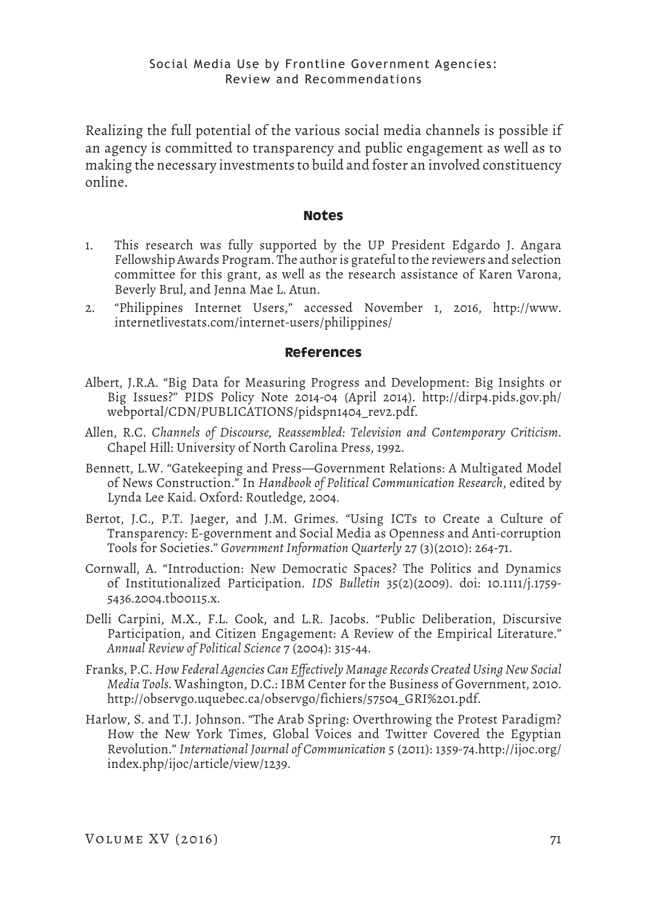Realizing the full potential of the various social media channels is possible if an agency is committed to transparency and public engagement as well as to making the necessary investments to build and foster an involved constituency online.

## Notes

1. This research was fully supported by the UP President Edgardo J. Angara Fellowship Awards Program. The author is grateful to the reviewers and selection committee for this grant, as well as the research assistance of Karen Varona, Beverly Brul, and Jenna Mae L. Atun.
2. "Philippines Internet Users," accessed November 1, 2016, http://www.internetlivestats.com/internet-users/philippines/

## References

Albert, J.R.A. "Big Data for Measuring Progress and Development: Big Insights or Big Issues?" PIDS Policy Note 2014-04 (April 2014). http://dirp4.pids.gov.ph/webportal/CDN/PUBLICATIONS/pidspn1404_rev2.pdf.

Allen, R.C. *Channels of Discourse, Reassembled: Television and Contemporary Criticism*. Chapel Hill: University of North Carolina Press, 1992.

Bennett, L.W. "Gatekeeping and Press—Government Relations: A Multigated Model of News Construction." In *Handbook of Political Communication Research*, edited by Lynda Lee Kaid. Oxford: Routledge, 2004.

Bertot, J.C., P.T. Jaeger, and J.M. Grimes. "Using ICTs to Create a Culture of Transparency: E-government and Social Media as Openness and Anti-corruption Tools for Societies." *Government Information Quarterly* 27 (3)(2010): 264-71.

Cornwall, A. "Introduction: New Democratic Spaces? The Politics and Dynamics of Institutionalized Participation. *IDS Bulletin* 35(2)(2009). doi: 10.1111/j.1759-5436.2004.tb00115.x.

Delli Carpini, M.X., F.L. Cook, and L.R. Jacobs. "Public Deliberation, Discursive Participation, and Citizen Engagement: A Review of the Empirical Literature." *Annual Review of Political Science* 7 (2004): 315-44.

Franks, P.C. *How Federal Agencies Can Effectively Manage Records Created Using New Social Media Tools*. Washington, D.C.: IBM Center for the Business of Government, 2010. http://observgo.uquebec.ca/observgo/fichiers/57504_GRI%201.pdf.

Harlow, S. and T.J. Johnson. "The Arab Spring: Overthrowing the Protest Paradigm? How the New York Times, Global Voices and Twitter Covered the Egyptian Revolution." *International Journal of Communication* 5 (2011): 1359-74.http://ijoc.org/index.php/ijoc/article/view/1239.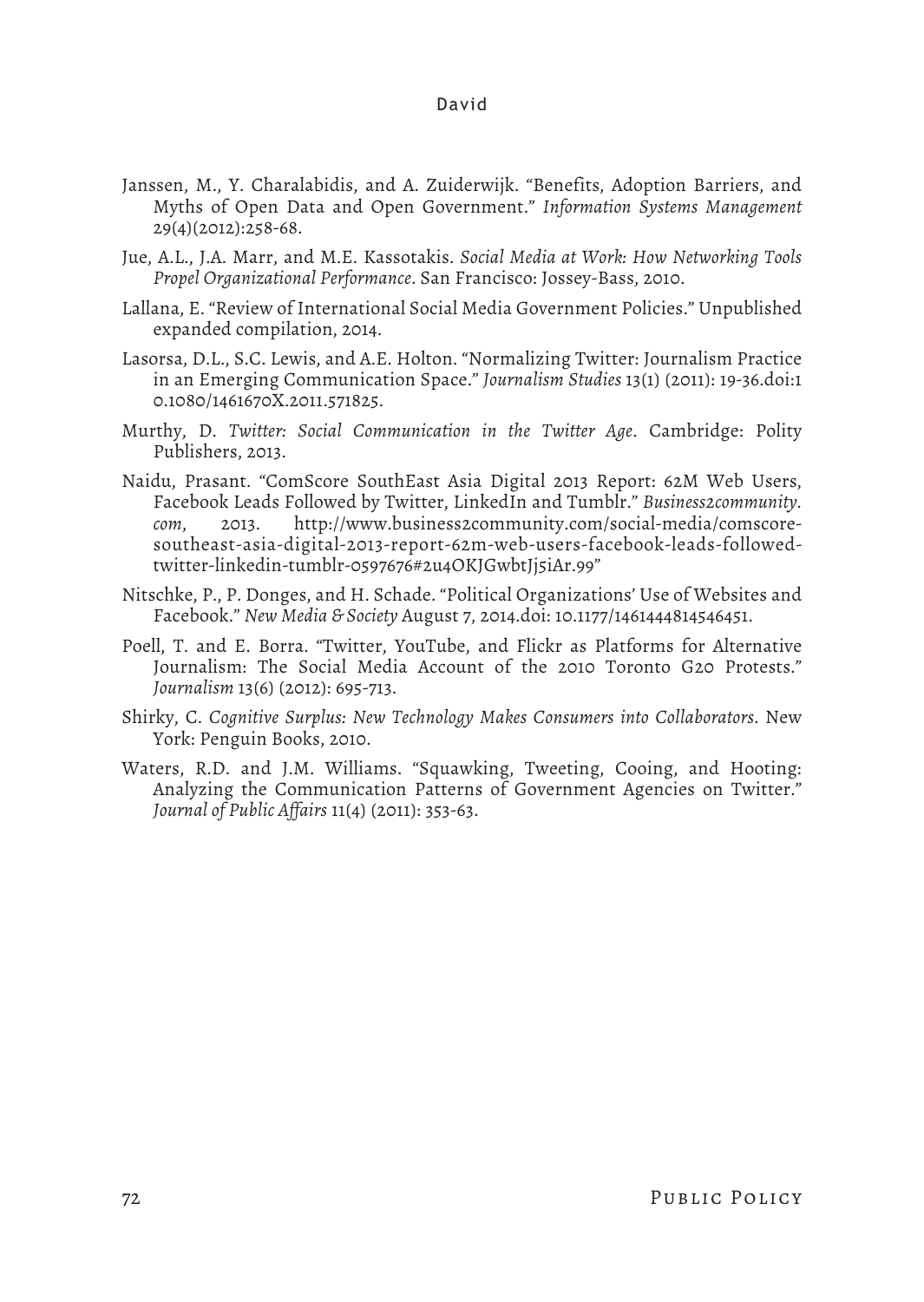Janssen, M., Y. Charalabidis, and A. Zuiderwijk. "Benefits, Adoption Barriers, and Myths of Open Data and Open Government." *Information Systems Management* 29(4)(2012):258-68.

Jue, A.L., J.A. Marr, and M.E. Kassotakis. *Social Media at Work: How Networking Tools Propel Organizational Performance*. San Francisco: Jossey-Bass, 2010.

Lallana, E. "Review of International Social Media Government Policies." Unpublished expanded compilation, 2014.

Lasorsa, D.L., S.C. Lewis, and A.E. Holton. "Normalizing Twitter: Journalism Practice in an Emerging Communication Space." *Journalism Studies* 13(1) (2011): 19-36.doi:10.1080/1461670X.2011.571825.

Murthy, D. *Twitter: Social Communication in the Twitter Age*. Cambridge: Polity Publishers, 2013.

Naidu, Prasant. "ComScore SouthEast Asia Digital 2013 Report: 62M Web Users, Facebook Leads Followed by Twitter, LinkedIn and Tumblr." *Business2community.com*, 2013. http://www.business2community.com/social-media/comscore-southeast-asia-digital-2013-report-62m-web-users-facebook-leads-followed-twitter-linkedin-tumblr-0597676#2u4OKJGwbtJj5iAr.99"

Nitschke, P., P. Donges, and H. Schade. "Political Organizations' Use of Websites and Facebook." *New Media & Society* August 7, 2014.doi: 10.1177/1461444814546451.

Poell, T. and E. Borra. "Twitter, YouTube, and Flickr as Platforms for Alternative Journalism: The Social Media Account of the 2010 Toronto G20 Protests." *Journalism* 13(6) (2012): 695-713.

Shirky, C. *Cognitive Surplus: New Technology Makes Consumers into Collaborators*. New York: Penguin Books, 2010.

Waters, R.D. and J.M. Williams. "Squawking, Tweeting, Cooing, and Hooting: Analyzing the Communication Patterns of Government Agencies on Twitter." *Journal of Public Affairs* 11(4) (2011): 353-63.